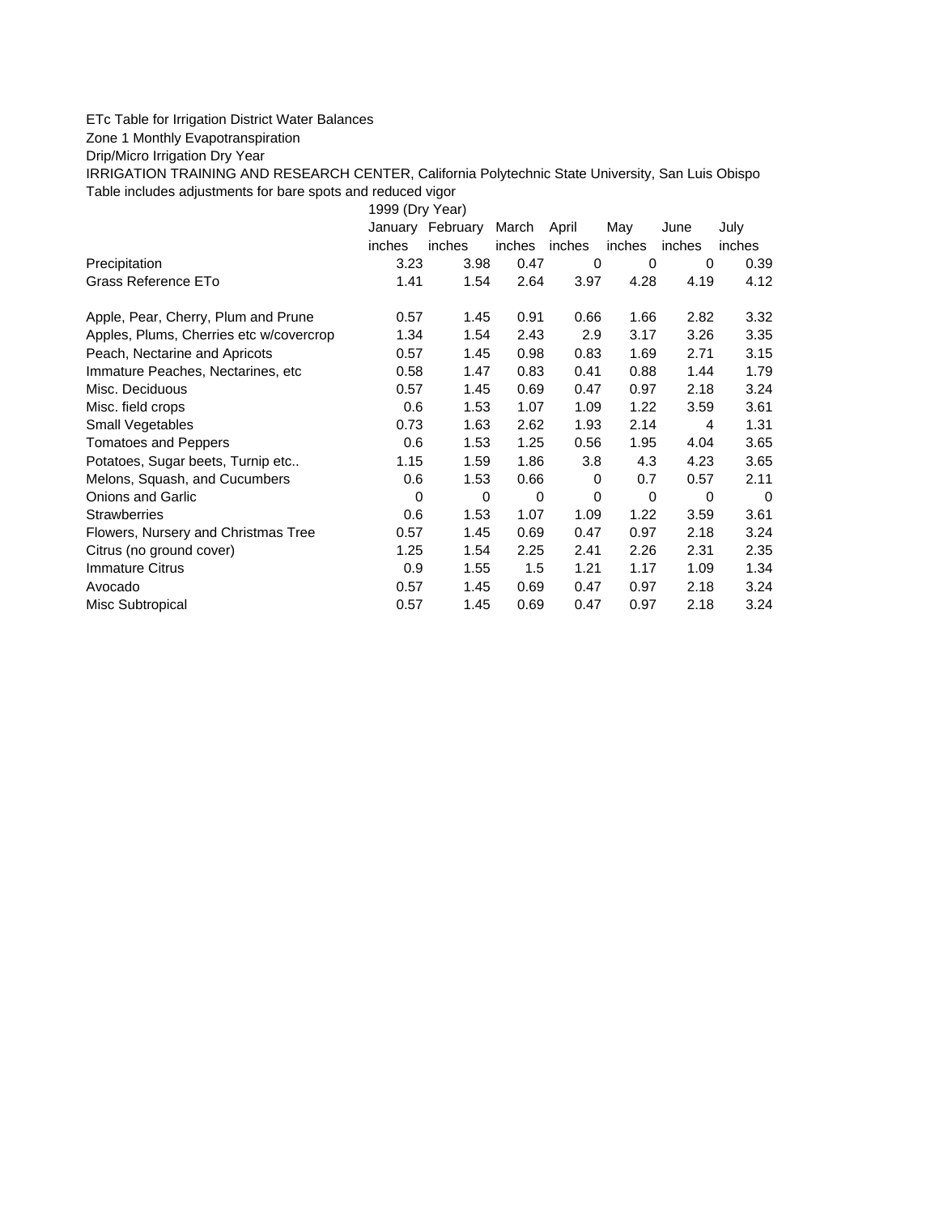ETc Table for Irrigation District Water Balances

Zone 1 Monthly Evapotranspiration

Drip/Micro Irrigation Dry Year

IRRIGATION TRAINING AND RESEARCH CENTER, California Polytechnic State University, San Luis Obispo

Table includes adjustments for bare spots and reduced vigor

| | 1999 (Dry Year) | | | | | | |
|---|---|---|---|---|---|---|---|
| | January | February | March | April | May | June | July |
| | inches | inches | inches | inches | inches | inches | inches |
| Precipitation | 3.23 | 3.98 | 0.47 | 0 | 0 | 0 | 0.39 |
| Grass Reference ETo | 1.41 | 1.54 | 2.64 | 3.97 | 4.28 | 4.19 | 4.12 |
| | | | | | | | |
| Apple, Pear, Cherry, Plum and Prune | 0.57 | 1.45 | 0.91 | 0.66 | 1.66 | 2.82 | 3.32 |
| Apples, Plums, Cherries etc w/covercrop | 1.34 | 1.54 | 2.43 | 2.9 | 3.17 | 3.26 | 3.35 |
| Peach, Nectarine and Apricots | 0.57 | 1.45 | 0.98 | 0.83 | 1.69 | 2.71 | 3.15 |
| Immature Peaches, Nectarines, etc | 0.58 | 1.47 | 0.83 | 0.41 | 0.88 | 1.44 | 1.79 |
| Misc. Deciduous | 0.57 | 1.45 | 0.69 | 0.47 | 0.97 | 2.18 | 3.24 |
| Misc. field crops | 0.6 | 1.53 | 1.07 | 1.09 | 1.22 | 3.59 | 3.61 |
| Small Vegetables | 0.73 | 1.63 | 2.62 | 1.93 | 2.14 | 4 | 1.31 |
| Tomatoes and Peppers | 0.6 | 1.53 | 1.25 | 0.56 | 1.95 | 4.04 | 3.65 |
| Potatoes, Sugar beets, Turnip etc.. | 1.15 | 1.59 | 1.86 | 3.8 | 4.3 | 4.23 | 3.65 |
| Melons, Squash, and Cucumbers | 0.6 | 1.53 | 0.66 | 0 | 0.7 | 0.57 | 2.11 |
| Onions and Garlic | 0 | 0 | 0 | 0 | 0 | 0 | 0 |
| Strawberries | 0.6 | 1.53 | 1.07 | 1.09 | 1.22 | 3.59 | 3.61 |
| Flowers, Nursery and Christmas Tree | 0.57 | 1.45 | 0.69 | 0.47 | 0.97 | 2.18 | 3.24 |
| Citrus (no ground cover) | 1.25 | 1.54 | 2.25 | 2.41 | 2.26 | 2.31 | 2.35 |
| Immature Citrus | 0.9 | 1.55 | 1.5 | 1.21 | 1.17 | 1.09 | 1.34 |
| Avocado | 0.57 | 1.45 | 0.69 | 0.47 | 0.97 | 2.18 | 3.24 |
| Misc Subtropical | 0.57 | 1.45 | 0.69 | 0.47 | 0.97 | 2.18 | 3.24 |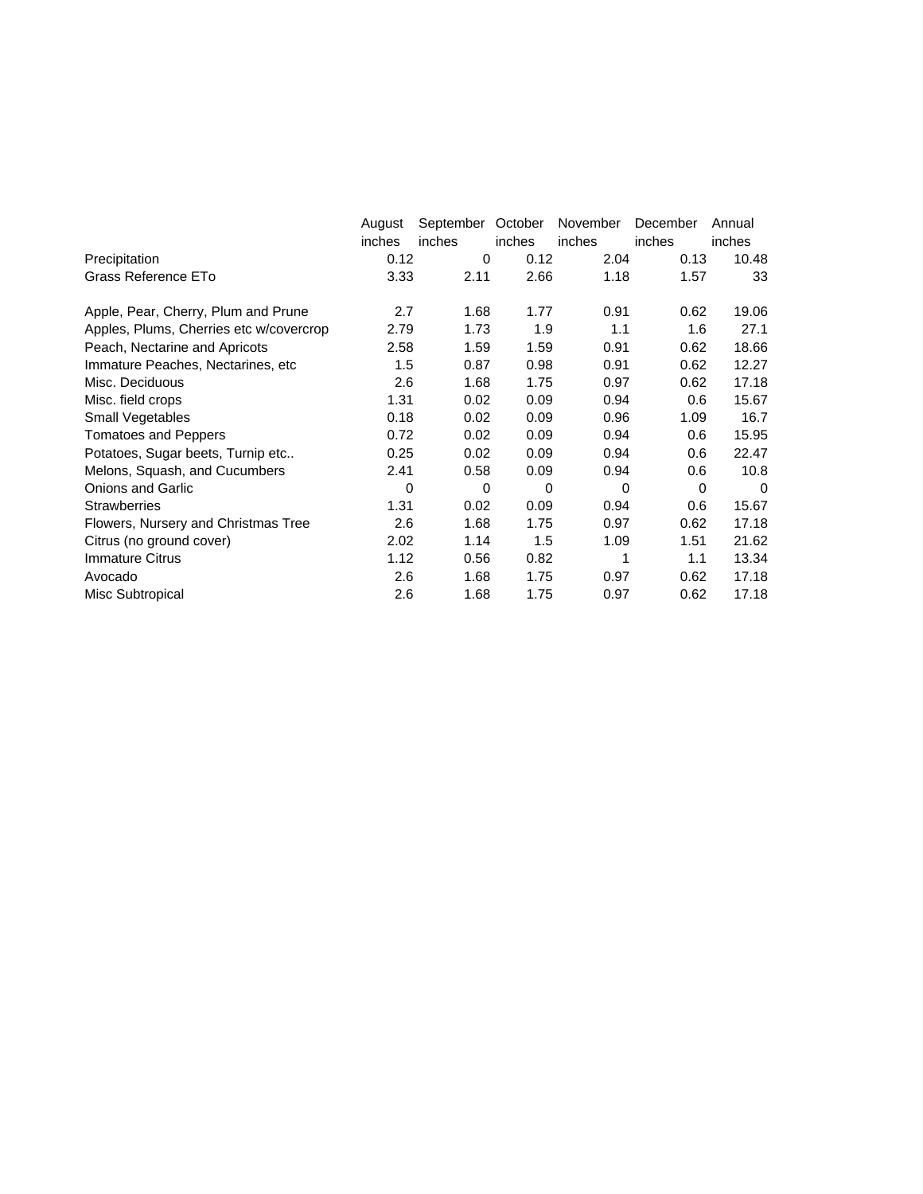| | August inches | September inches | October inches | November inches | December inches | Annual inches |
|---|---|---|---|---|---|---|
| Precipitation | 0.12 | 0 | 0.12 | 2.04 | 0.13 | 10.48 |
| Grass Reference ETo | 3.33 | 2.11 | 2.66 | 1.18 | 1.57 | 33 |
| | | | | | | |
| Apple, Pear, Cherry, Plum and Prune | 2.7 | 1.68 | 1.77 | 0.91 | 0.62 | 19.06 |
| Apples, Plums, Cherries etc w/covercrop | 2.79 | 1.73 | 1.9 | 1.1 | 1.6 | 27.1 |
| Peach, Nectarine and Apricots | 2.58 | 1.59 | 1.59 | 0.91 | 0.62 | 18.66 |
| Immature Peaches, Nectarines, etc | 1.5 | 0.87 | 0.98 | 0.91 | 0.62 | 12.27 |
| Misc. Deciduous | 2.6 | 1.68 | 1.75 | 0.97 | 0.62 | 17.18 |
| Misc. field crops | 1.31 | 0.02 | 0.09 | 0.94 | 0.6 | 15.67 |
| Small Vegetables | 0.18 | 0.02 | 0.09 | 0.96 | 1.09 | 16.7 |
| Tomatoes and Peppers | 0.72 | 0.02 | 0.09 | 0.94 | 0.6 | 15.95 |
| Potatoes, Sugar beets, Turnip etc.. | 0.25 | 0.02 | 0.09 | 0.94 | 0.6 | 22.47 |
| Melons, Squash, and Cucumbers | 2.41 | 0.58 | 0.09 | 0.94 | 0.6 | 10.8 |
| Onions and Garlic | 0 | 0 | 0 | 0 | 0 | 0 |
| Strawberries | 1.31 | 0.02 | 0.09 | 0.94 | 0.6 | 15.67 |
| Flowers, Nursery and Christmas Tree | 2.6 | 1.68 | 1.75 | 0.97 | 0.62 | 17.18 |
| Citrus (no ground cover) | 2.02 | 1.14 | 1.5 | 1.09 | 1.51 | 21.62 |
| Immature Citrus | 1.12 | 0.56 | 0.82 | 1 | 1.1 | 13.34 |
| Avocado | 2.6 | 1.68 | 1.75 | 0.97 | 0.62 | 17.18 |
| Misc Subtropical | 2.6 | 1.68 | 1.75 | 0.97 | 0.62 | 17.18 |